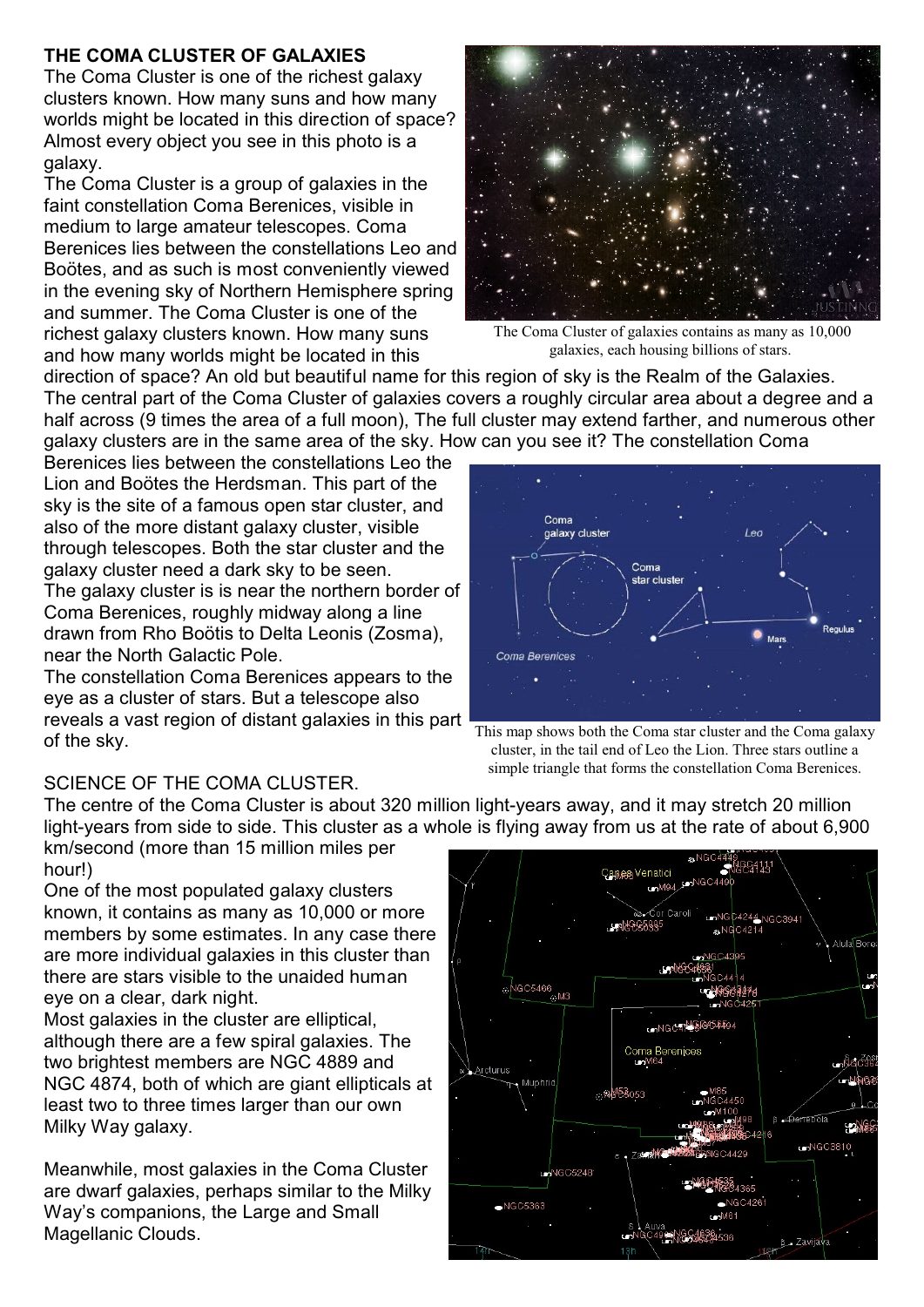# THE COMA CLUSTER OF GALAXIES

The Coma Cluster is one of the richest galaxy clusters known. How many suns and how many worlds might be located in this direction of space? Almost every object you see in this photo is a galaxy.

The Coma Cluster is a group of galaxies in the faint constellation Coma Berenices, visible in medium to large amateur telescopes. Coma Berenices lies between the constellations Leo and Boötes, and as such is most conveniently viewed in the evening sky of Northern Hemisphere spring and summer. The Coma Cluster is one of the richest galaxy clusters known. How many suns and how many worlds might be located in this direction of space? An old but beautiful name for this region of sky is the Realm of the Galaxies.

The Coma Cluster of galaxies contains as many as 10,000 galaxies, each housing billions of stars.

The central part of the Coma Cluster of galaxies covers a roughly circular area about a degree and a half across (9 times the area of a full moon), The full cluster may extend farther, and numerous other galaxy clusters are in the same area of the sky. How can you see it? The constellation Coma Berenices lies between the constellations Leo the Lion and Boötes the Herdsman. This part of the sky is the site of a famous open star cluster, and also of the more distant galaxy cluster, visible through telescopes. Both the star cluster and the galaxy cluster need a dark sky to be seen.

The galaxy cluster is is near the northern border of Coma Berenices, roughly midway along a line drawn from Rho Boötis to Delta Leonis (Zosma), near the North Galactic Pole.

The constellation Coma Berenices appears to the eye as a cluster of stars. But a telescope also reveals a vast region of distant galaxies in this part of the sky.

This map shows both the Coma star cluster and the Coma galaxy cluster, in the tail end of Leo the Lion. Three stars outline a simple triangle that forms the constellation Coma Berenices.

## SCIENCE OF THE COMA CLUSTER.

The centre of the Coma Cluster is about 320 million light-years away, and it may stretch 20 million light-years from side to side. This cluster as a whole is flying away from us at the rate of about 6,900 km/second (more than 15 million miles per hour!)

One of the most populated galaxy clusters known, it contains as many as 10,000 or more members by some estimates. In any case there are more individual galaxies in this cluster than there are stars visible to the unaided human eye on a clear, dark night.

Most galaxies in the cluster are elliptical, although there are a few spiral galaxies. The two brightest members are NGC 4889 and NGC 4874, both of which are giant ellipticals at least two to three times larger than our own Milky Way galaxy.

Meanwhile, most galaxies in the Coma Cluster are dwarf galaxies, perhaps similar to the Milky Way's companions, the Large and Small Magellanic Clouds.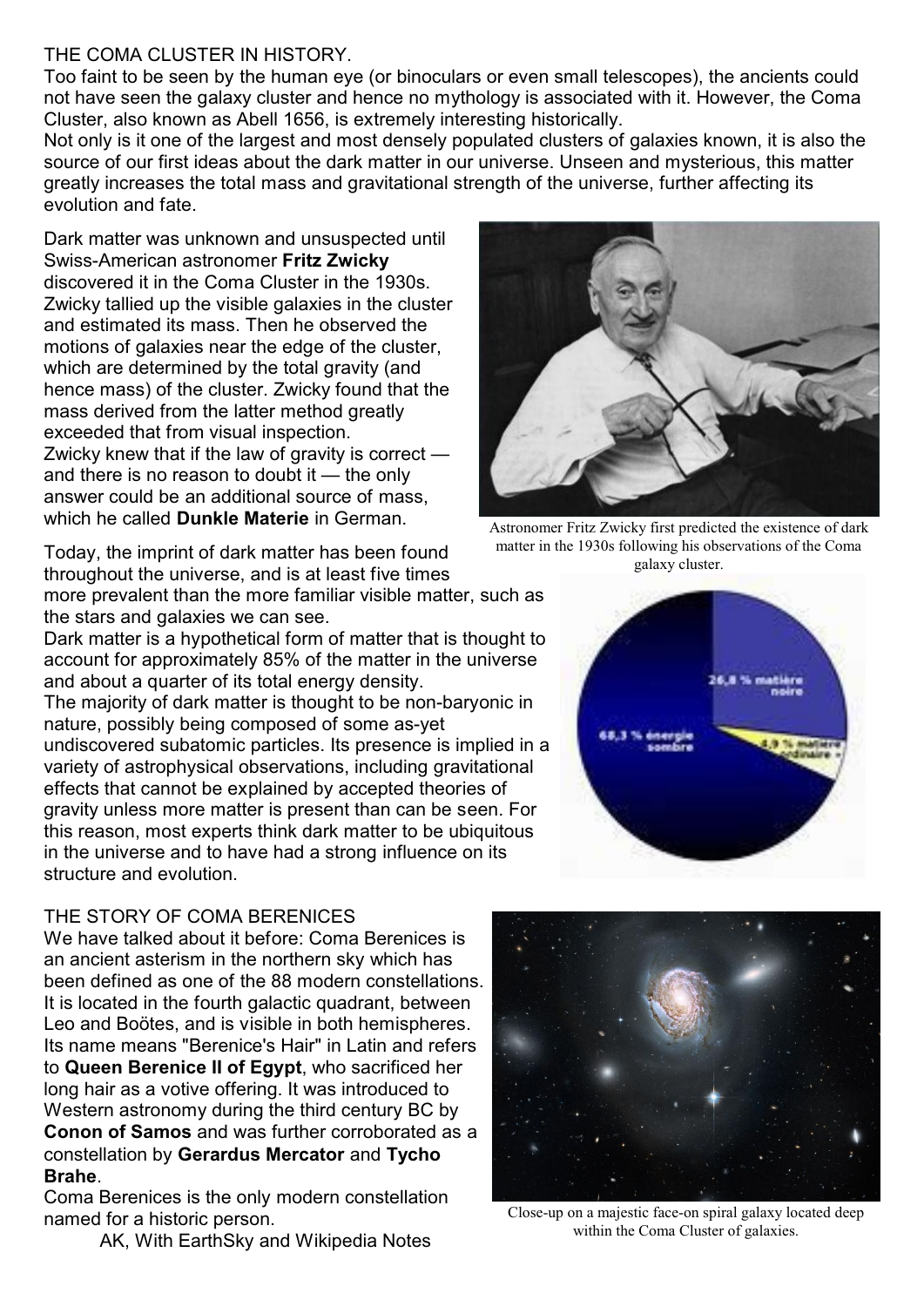## THE COMA CLUSTER IN HISTORY.

Too faint to be seen by the human eye (or binoculars or even small telescopes), the ancients could not have seen the galaxy cluster and hence no mythology is associated with it. However, the Coma Cluster, also known as Abell 1656, is extremely interesting historically.

Not only is it one of the largest and most densely populated clusters of galaxies known, it is also the source of our first ideas about the dark matter in our universe. Unseen and mysterious, this matter greatly increases the total mass and gravitational strength of the universe, further affecting its evolution and fate.

Dark matter was unknown and unsuspected until Swiss-American astronomer **Fritz Zwicky** discovered it in the Coma Cluster in the 1930s. Zwicky tallied up the visible galaxies in the cluster and estimated its mass. Then he observed the motions of galaxies near the edge of the cluster, which are determined by the total gravity (and hence mass) of the cluster. Zwicky found that the mass derived from the latter method greatly exceeded that from visual inspection.

Zwicky knew that if the law of gravity is correct — and there is no reason to doubt it — the only answer could be an additional source of mass, which he called **Dunkle Materie** in German.

Astronomer Fritz Zwicky first predicted the existence of dark matter in the 1930s following his observations of the Coma galaxy cluster.

Today, the imprint of dark matter has been found throughout the universe, and is at least five times more prevalent than the more familiar visible matter, such as the stars and galaxies we can see.

Dark matter is a hypothetical form of matter that is thought to account for approximately 85% of the matter in the universe and about a quarter of its total energy density.

The majority of dark matter is thought to be non-baryonic in nature, possibly being composed of some as-yet undiscovered subatomic particles. Its presence is implied in a variety of astrophysical observations, including gravitational effects that cannot be explained by accepted theories of gravity unless more matter is present than can be seen. For this reason, most experts think dark matter to be ubiquitous in the universe and to have had a strong influence on its structure and evolution.

26,8 % matière noire

68,3 % énergie sombre

4,9 % matière ordinaire

## THE STORY OF COMA BERENICES

We have talked about it before: Coma Berenices is an ancient asterism in the northern sky which has been defined as one of the 88 modern constellations. It is located in the fourth galactic quadrant, between Leo and Boötes, and is visible in both hemispheres. Its name means "Berenice's Hair" in Latin and refers to **Queen Berenice II of Egypt**, who sacrificed her long hair as a votive offering. It was introduced to Western astronomy during the third century BC by **Conon of Samos** and was further corroborated as a constellation by **Gerardus Mercator** and **Tycho Brahe**.

Coma Berenices is the only modern constellation named for a historic person.

AK, With EarthSky and Wikipedia Notes

Close-up on a majestic face-on spiral galaxy located deep within the Coma Cluster of galaxies.